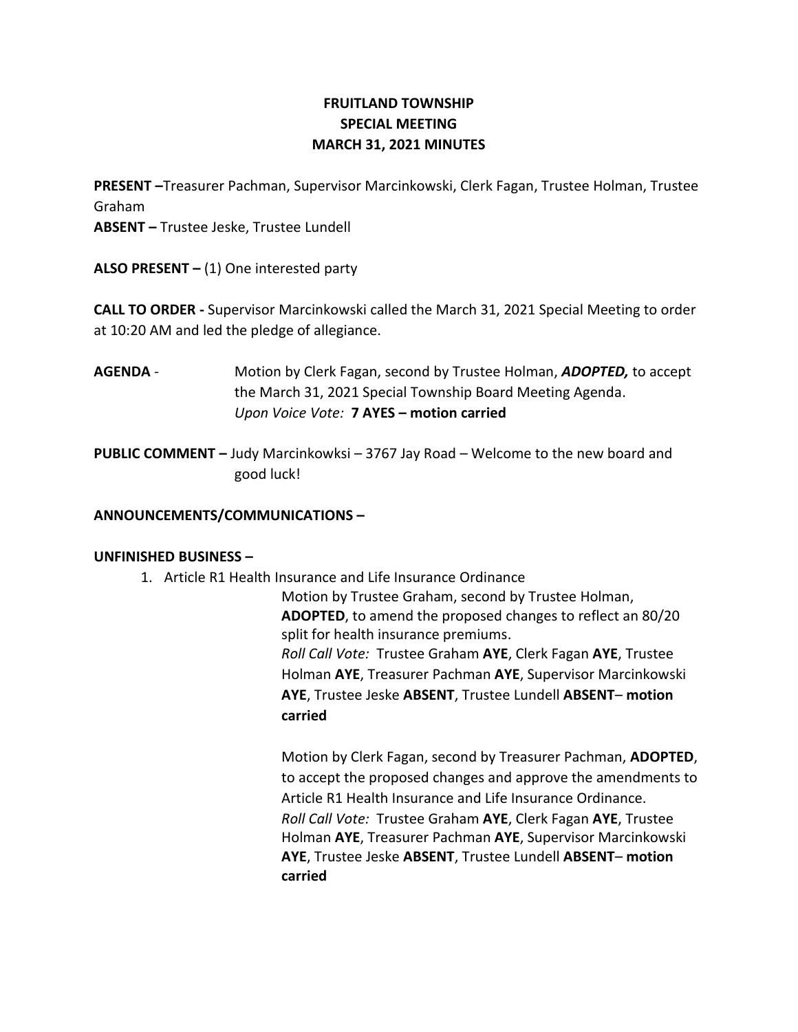# FRUITLAND TOWNSHIP
## SPECIAL MEETING
## MARCH 31, 2021 MINUTES

**PRESENT –**Treasurer Pachman, Supervisor Marcinkowski, Clerk Fagan, Trustee Holman, Trustee Graham
**ABSENT –** Trustee Jeske, Trustee Lundell

**ALSO PRESENT –** (1) One interested party

**CALL TO ORDER -** Supervisor Marcinkowski called the March 31, 2021 Special Meeting to order at 10:20 AM and led the pledge of allegiance.

**AGENDA** - Motion by Clerk Fagan, second by Trustee Holman, ***ADOPTED,*** to accept the March 31, 2021 Special Township Board Meeting Agenda.
*Upon Voice Vote:* **7 AYES – motion carried**

**PUBLIC COMMENT –** Judy Marcinkowksi – 3767 Jay Road – Welcome to the new board and good luck!

**ANNOUNCEMENTS/COMMUNICATIONS –**

**UNFINISHED BUSINESS –**

1. Article R1 Health Insurance and Life Insurance Ordinance

   Motion by Trustee Graham, second by Trustee Holman, **ADOPTED**, to amend the proposed changes to reflect an 80/20 split for health insurance premiums.
   *Roll Call Vote:* Trustee Graham **AYE**, Clerk Fagan **AYE**, Trustee Holman **AYE**, Treasurer Pachman **AYE**, Supervisor Marcinkowski **AYE**, Trustee Jeske **ABSENT**, Trustee Lundell **ABSENT**– **motion carried**

   Motion by Clerk Fagan, second by Treasurer Pachman, **ADOPTED**, to accept the proposed changes and approve the amendments to Article R1 Health Insurance and Life Insurance Ordinance.
   *Roll Call Vote:* Trustee Graham **AYE**, Clerk Fagan **AYE**, Trustee Holman **AYE**, Treasurer Pachman **AYE**, Supervisor Marcinkowski **AYE**, Trustee Jeske **ABSENT**, Trustee Lundell **ABSENT**– **motion carried**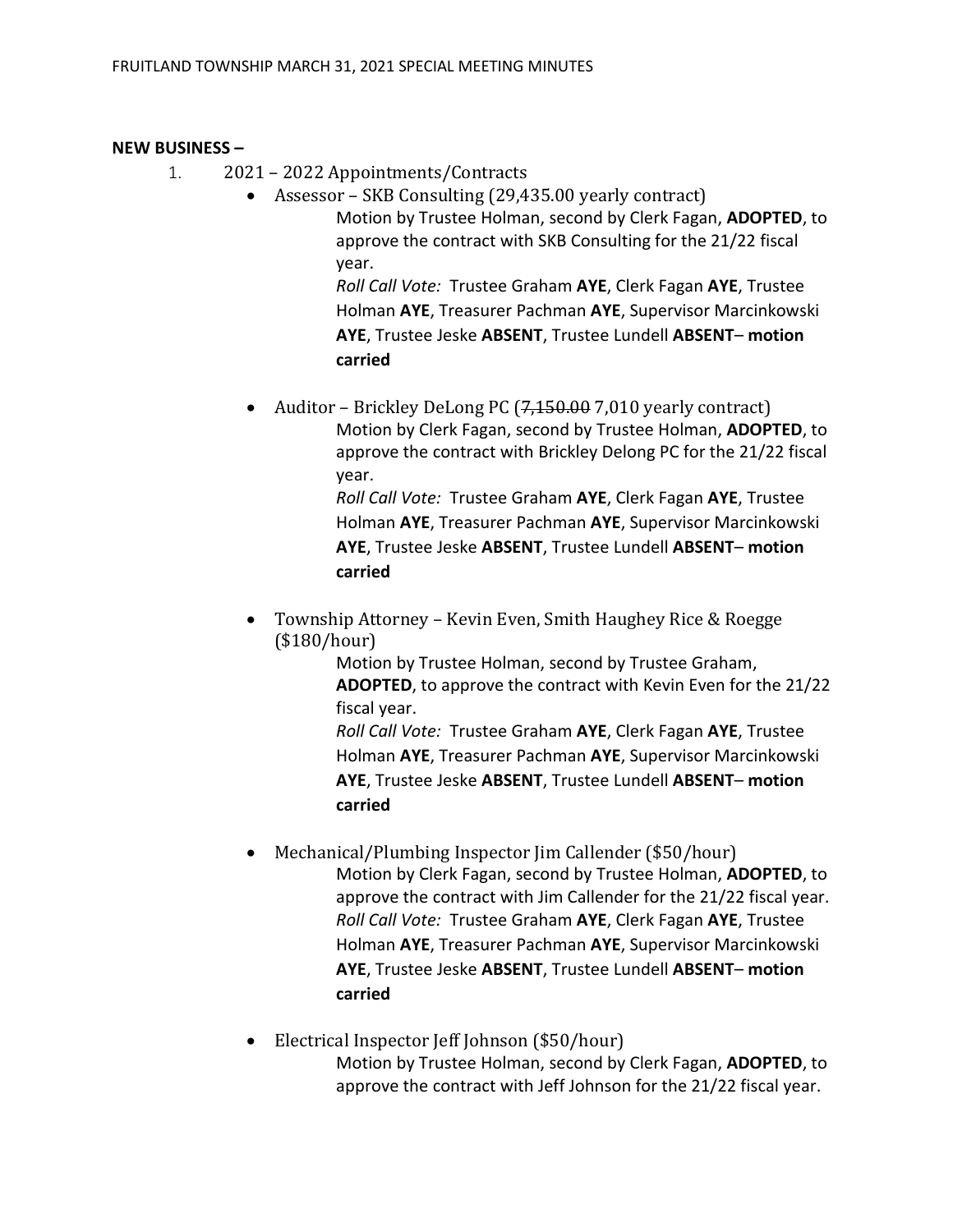**NEW BUSINESS –**

1. 2021 – 2022 Appointments/Contracts
   - Assessor – SKB Consulting (29,435.00 yearly contract)

     Motion by Trustee Holman, second by Clerk Fagan, **ADOPTED**, to approve the contract with SKB Consulting for the 21/22 fiscal year.

     *Roll Call Vote:* Trustee Graham **AYE**, Clerk Fagan **AYE**, Trustee Holman **AYE**, Treasurer Pachman **AYE**, Supervisor Marcinkowski **AYE**, Trustee Jeske **ABSENT**, Trustee Lundell **ABSENT**– **motion carried**

   - Auditor – Brickley DeLong PC (~~7,150.00~~ 7,010 yearly contract)

     Motion by Clerk Fagan, second by Trustee Holman, **ADOPTED**, to approve the contract with Brickley Delong PC for the 21/22 fiscal year.

     *Roll Call Vote:* Trustee Graham **AYE**, Clerk Fagan **AYE**, Trustee Holman **AYE**, Treasurer Pachman **AYE**, Supervisor Marcinkowski **AYE**, Trustee Jeske **ABSENT**, Trustee Lundell **ABSENT**– **motion carried**

   - Township Attorney – Kevin Even, Smith Haughey Rice & Roegge ($180/hour)

     Motion by Trustee Holman, second by Trustee Graham, **ADOPTED**, to approve the contract with Kevin Even for the 21/22 fiscal year.

     *Roll Call Vote:* Trustee Graham **AYE**, Clerk Fagan **AYE**, Trustee Holman **AYE**, Treasurer Pachman **AYE**, Supervisor Marcinkowski **AYE**, Trustee Jeske **ABSENT**, Trustee Lundell **ABSENT**– **motion carried**

   - Mechanical/Plumbing Inspector Jim Callender ($50/hour)

     Motion by Clerk Fagan, second by Trustee Holman, **ADOPTED**, to approve the contract with Jim Callender for the 21/22 fiscal year.

     *Roll Call Vote:* Trustee Graham **AYE**, Clerk Fagan **AYE**, Trustee Holman **AYE**, Treasurer Pachman **AYE**, Supervisor Marcinkowski **AYE**, Trustee Jeske **ABSENT**, Trustee Lundell **ABSENT**– **motion carried**

   - Electrical Inspector Jeff Johnson ($50/hour)

     Motion by Trustee Holman, second by Clerk Fagan, **ADOPTED**, to approve the contract with Jeff Johnson for the 21/22 fiscal year.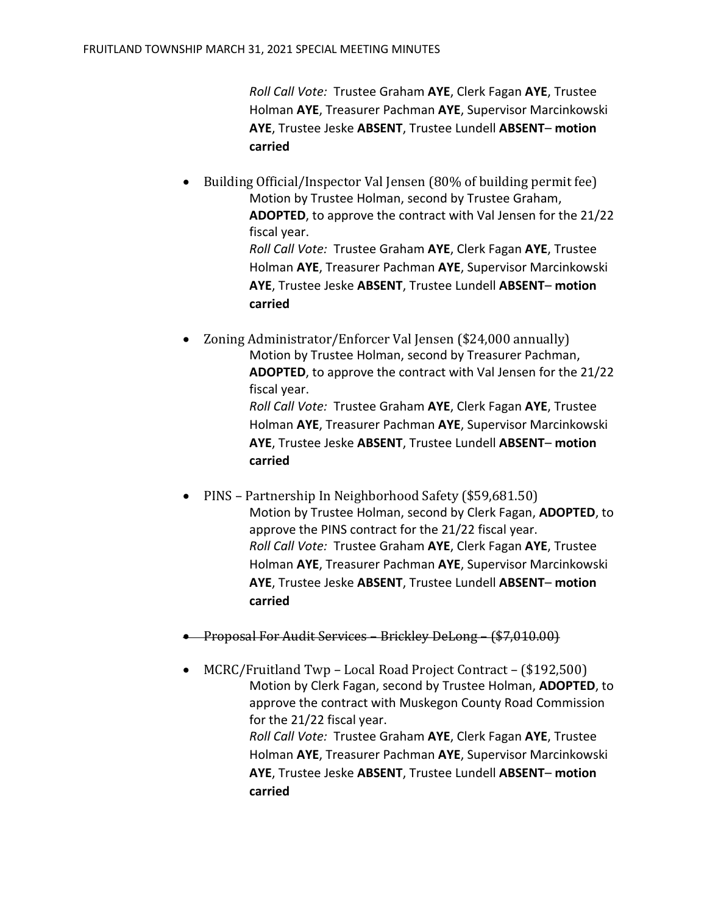*Roll Call Vote:* Trustee Graham **AYE**, Clerk Fagan **AYE**, Trustee Holman **AYE**, Treasurer Pachman **AYE**, Supervisor Marcinkowski **AYE**, Trustee Jeske **ABSENT**, Trustee Lundell **ABSENT**– **motion carried**

- Building Official/Inspector Val Jensen (80% of building permit fee)

  Motion by Trustee Holman, second by Trustee Graham, **ADOPTED**, to approve the contract with Val Jensen for the 21/22 fiscal year.

  *Roll Call Vote:* Trustee Graham **AYE**, Clerk Fagan **AYE**, Trustee Holman **AYE**, Treasurer Pachman **AYE**, Supervisor Marcinkowski **AYE**, Trustee Jeske **ABSENT**, Trustee Lundell **ABSENT**– **motion carried**

- Zoning Administrator/Enforcer Val Jensen ($24,000 annually)

  Motion by Trustee Holman, second by Treasurer Pachman, **ADOPTED**, to approve the contract with Val Jensen for the 21/22 fiscal year.

  *Roll Call Vote:* Trustee Graham **AYE**, Clerk Fagan **AYE**, Trustee Holman **AYE**, Treasurer Pachman **AYE**, Supervisor Marcinkowski **AYE**, Trustee Jeske **ABSENT**, Trustee Lundell **ABSENT**– **motion carried**

- PINS – Partnership In Neighborhood Safety ($59,681.50)

  Motion by Trustee Holman, second by Clerk Fagan, **ADOPTED**, to approve the PINS contract for the 21/22 fiscal year.

  *Roll Call Vote:* Trustee Graham **AYE**, Clerk Fagan **AYE**, Trustee Holman **AYE**, Treasurer Pachman **AYE**, Supervisor Marcinkowski **AYE**, Trustee Jeske **ABSENT**, Trustee Lundell **ABSENT**– **motion carried**

- ~~Proposal For Audit Services – Brickley DeLong – ($7,010.00)~~

- MCRC/Fruitland Twp – Local Road Project Contract – ($192,500)

  Motion by Clerk Fagan, second by Trustee Holman, **ADOPTED**, to approve the contract with Muskegon County Road Commission for the 21/22 fiscal year.

  *Roll Call Vote:* Trustee Graham **AYE**, Clerk Fagan **AYE**, Trustee Holman **AYE**, Treasurer Pachman **AYE**, Supervisor Marcinkowski **AYE**, Trustee Jeske **ABSENT**, Trustee Lundell **ABSENT**– **motion carried**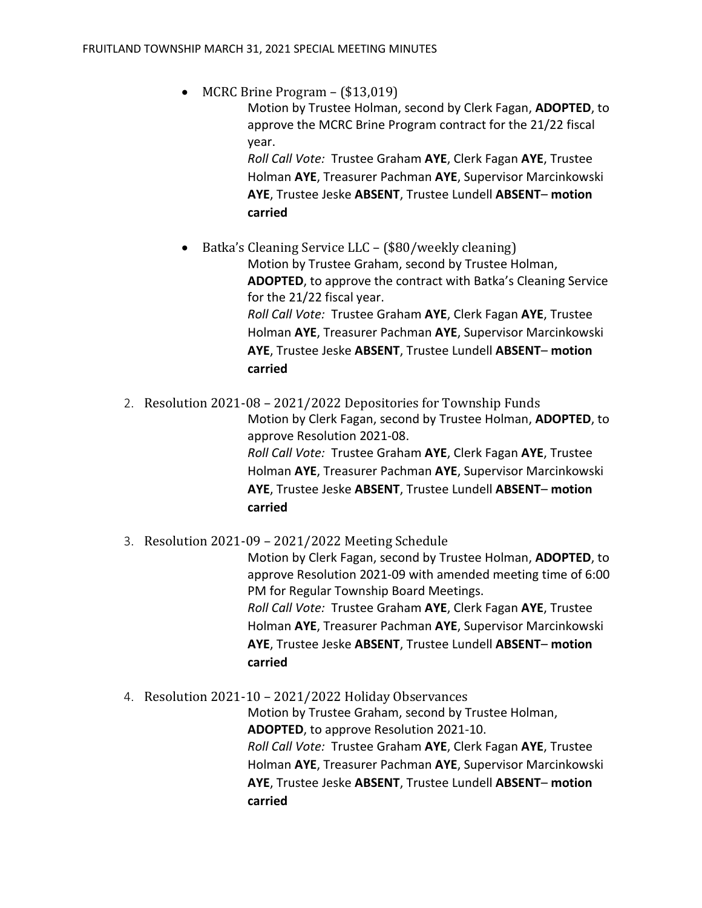- MCRC Brine Program – ($13,019)

  Motion by Trustee Holman, second by Clerk Fagan, **ADOPTED**, to approve the MCRC Brine Program contract for the 21/22 fiscal year.

  *Roll Call Vote:* Trustee Graham **AYE**, Clerk Fagan **AYE**, Trustee Holman **AYE**, Treasurer Pachman **AYE**, Supervisor Marcinkowski **AYE**, Trustee Jeske **ABSENT**, Trustee Lundell **ABSENT**– **motion carried**

- Batka's Cleaning Service LLC – ($80/weekly cleaning)

  Motion by Trustee Graham, second by Trustee Holman, **ADOPTED**, to approve the contract with Batka's Cleaning Service for the 21/22 fiscal year.

  *Roll Call Vote:* Trustee Graham **AYE**, Clerk Fagan **AYE**, Trustee Holman **AYE**, Treasurer Pachman **AYE**, Supervisor Marcinkowski **AYE**, Trustee Jeske **ABSENT**, Trustee Lundell **ABSENT**– **motion carried**

2. Resolution 2021-08 – 2021/2022 Depositories for Township Funds

   Motion by Clerk Fagan, second by Trustee Holman, **ADOPTED**, to approve Resolution 2021-08.

   *Roll Call Vote:* Trustee Graham **AYE**, Clerk Fagan **AYE**, Trustee Holman **AYE**, Treasurer Pachman **AYE**, Supervisor Marcinkowski **AYE**, Trustee Jeske **ABSENT**, Trustee Lundell **ABSENT**– **motion carried**

3. Resolution 2021-09 – 2021/2022 Meeting Schedule

   Motion by Clerk Fagan, second by Trustee Holman, **ADOPTED**, to approve Resolution 2021-09 with amended meeting time of 6:00 PM for Regular Township Board Meetings.

   *Roll Call Vote:* Trustee Graham **AYE**, Clerk Fagan **AYE**, Trustee Holman **AYE**, Treasurer Pachman **AYE**, Supervisor Marcinkowski **AYE**, Trustee Jeske **ABSENT**, Trustee Lundell **ABSENT**– **motion carried**

4. Resolution 2021-10 – 2021/2022 Holiday Observances

   Motion by Trustee Graham, second by Trustee Holman, **ADOPTED**, to approve Resolution 2021-10.

   *Roll Call Vote:* Trustee Graham **AYE**, Clerk Fagan **AYE**, Trustee Holman **AYE**, Treasurer Pachman **AYE**, Supervisor Marcinkowski **AYE**, Trustee Jeske **ABSENT**, Trustee Lundell **ABSENT**– **motion carried**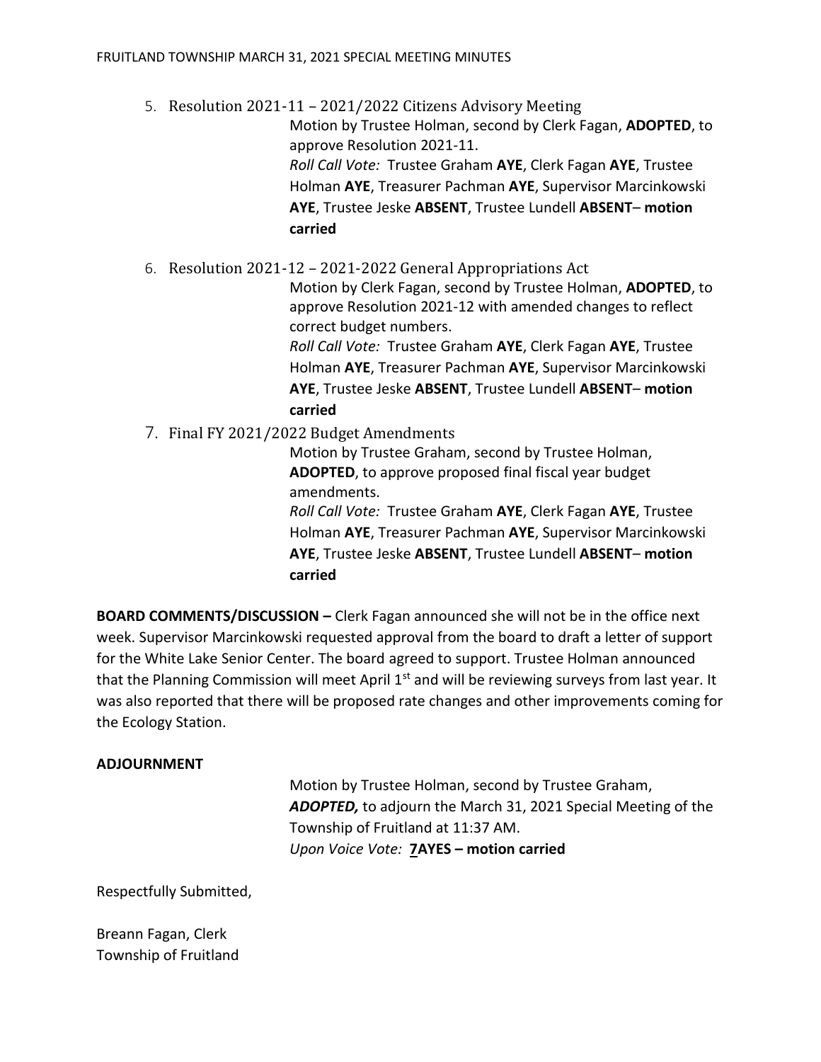5. Resolution 2021-11 – 2021/2022 Citizens Advisory Meeting

   Motion by Trustee Holman, second by Clerk Fagan, **ADOPTED**, to approve Resolution 2021-11.
   *Roll Call Vote:* Trustee Graham **AYE**, Clerk Fagan **AYE**, Trustee Holman **AYE**, Treasurer Pachman **AYE**, Supervisor Marcinkowski **AYE**, Trustee Jeske **ABSENT**, Trustee Lundell **ABSENT**– **motion carried**

6. Resolution 2021-12 – 2021-2022 General Appropriations Act

   Motion by Clerk Fagan, second by Trustee Holman, **ADOPTED**, to approve Resolution 2021-12 with amended changes to reflect correct budget numbers.
   *Roll Call Vote:* Trustee Graham **AYE**, Clerk Fagan **AYE**, Trustee Holman **AYE**, Treasurer Pachman **AYE**, Supervisor Marcinkowski **AYE**, Trustee Jeske **ABSENT**, Trustee Lundell **ABSENT**– **motion carried**

7. Final FY 2021/2022 Budget Amendments

   Motion by Trustee Graham, second by Trustee Holman, **ADOPTED**, to approve proposed final fiscal year budget amendments.
   *Roll Call Vote:* Trustee Graham **AYE**, Clerk Fagan **AYE**, Trustee Holman **AYE**, Treasurer Pachman **AYE**, Supervisor Marcinkowski **AYE**, Trustee Jeske **ABSENT**, Trustee Lundell **ABSENT**– **motion carried**

**BOARD COMMENTS/DISCUSSION –** Clerk Fagan announced she will not be in the office next week. Supervisor Marcinkowski requested approval from the board to draft a letter of support for the White Lake Senior Center. The board agreed to support. Trustee Holman announced that the Planning Commission will meet April 1st and will be reviewing surveys from last year. It was also reported that there will be proposed rate changes and other improvements coming for the Ecology Station.

**ADJOURNMENT**

Motion by Trustee Holman, second by Trustee Graham, ***ADOPTED,*** to adjourn the March 31, 2021 Special Meeting of the Township of Fruitland at 11:37 AM.
*Upon Voice Vote:* **7AYES – motion carried**

Respectfully Submitted,

Breann Fagan, Clerk
Township of Fruitland